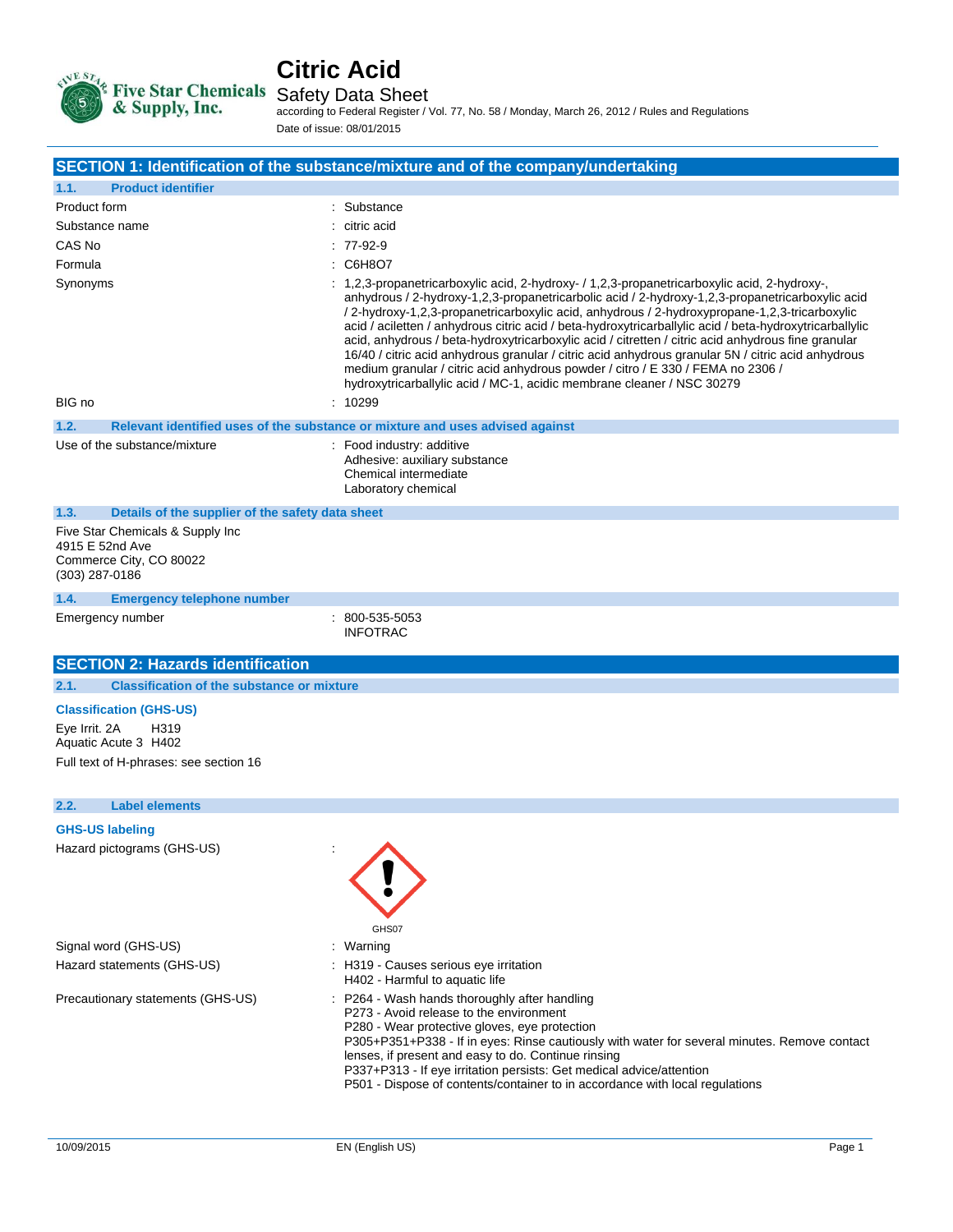# Citric Acid

## Safety Data Sheet

according to Federal Register / Vol. 77, No. 58 / Monday, March 26, 2012 / Rules and Regulations

Date of issue: 08/01/2015

## SECTION 1: Identification of the substance/mixture and of the company/undertaking

### 1.1. Product identifier

| | |
|---|---|
| Product form | : Substance |
| Substance name | : citric acid |
| CAS No | : 77-92-9 |
| Formula | : C6H8O7 |
| Synonyms | : 1,2,3-propanetricarboxylic acid, 2-hydroxy- / 1,2,3-propanetricarboxylic acid, 2-hydroxy-, anhydrous / 2-hydroxy-1,2,3-propanetricarbolic acid / 2-hydroxy-1,2,3-propanetricarboxylic acid / 2-hydroxy-1,2,3-propanetricarboxylic acid, anhydrous / 2-hydroxypropane-1,2,3-tricarboxylic acid / aciletten / anhydrous citric acid / beta-hydroxytricarballylic acid / beta-hydroxytricarballylic acid, anhydrous / beta-hydroxytricarboxylic acid / citretten / citric acid anhydrous fine granular 16/40 / citric acid anhydrous granular / citric acid anhydrous granular 5N / citric acid anhydrous medium granular / citric acid anhydrous powder / citro / E 330 / FEMA no 2306 / hydroxytricarballylic acid / MC-1, acidic membrane cleaner / NSC 30279 |
| BIG no | : 10299 |

### 1.2. Relevant identified uses of the substance or mixture and uses advised against

Use of the substance/mixture : Food industry: additive
Adhesive: auxiliary substance
Chemical intermediate
Laboratory chemical

### 1.3. Details of the supplier of the safety data sheet

Five Star Chemicals & Supply Inc
4915 E 52nd Ave
Commerce City, CO 80022
(303) 287-0186

### 1.4. Emergency telephone number

Emergency number : 800-535-5053
INFOTRAC

## SECTION 2: Hazards identification

### 2.1. Classification of the substance or mixture

**Classification (GHS-US)**

Eye Irrit. 2A H319
Aquatic Acute 3 H402

Full text of H-phrases: see section 16

### 2.2. Label elements

**GHS-US labeling**

Hazard pictograms (GHS-US) :

GHS07

Signal word (GHS-US) : Warning

Hazard statements (GHS-US) : H319 - Causes serious eye irritation
H402 - Harmful to aquatic life

Precautionary statements (GHS-US) : P264 - Wash hands thoroughly after handling
P273 - Avoid release to the environment
P280 - Wear protective gloves, eye protection
P305+P351+P338 - If in eyes: Rinse cautiously with water for several minutes. Remove contact lenses, if present and easy to do. Continue rinsing
P337+P313 - If eye irritation persists: Get medical advice/attention
P501 - Dispose of contents/container to in accordance with local regulations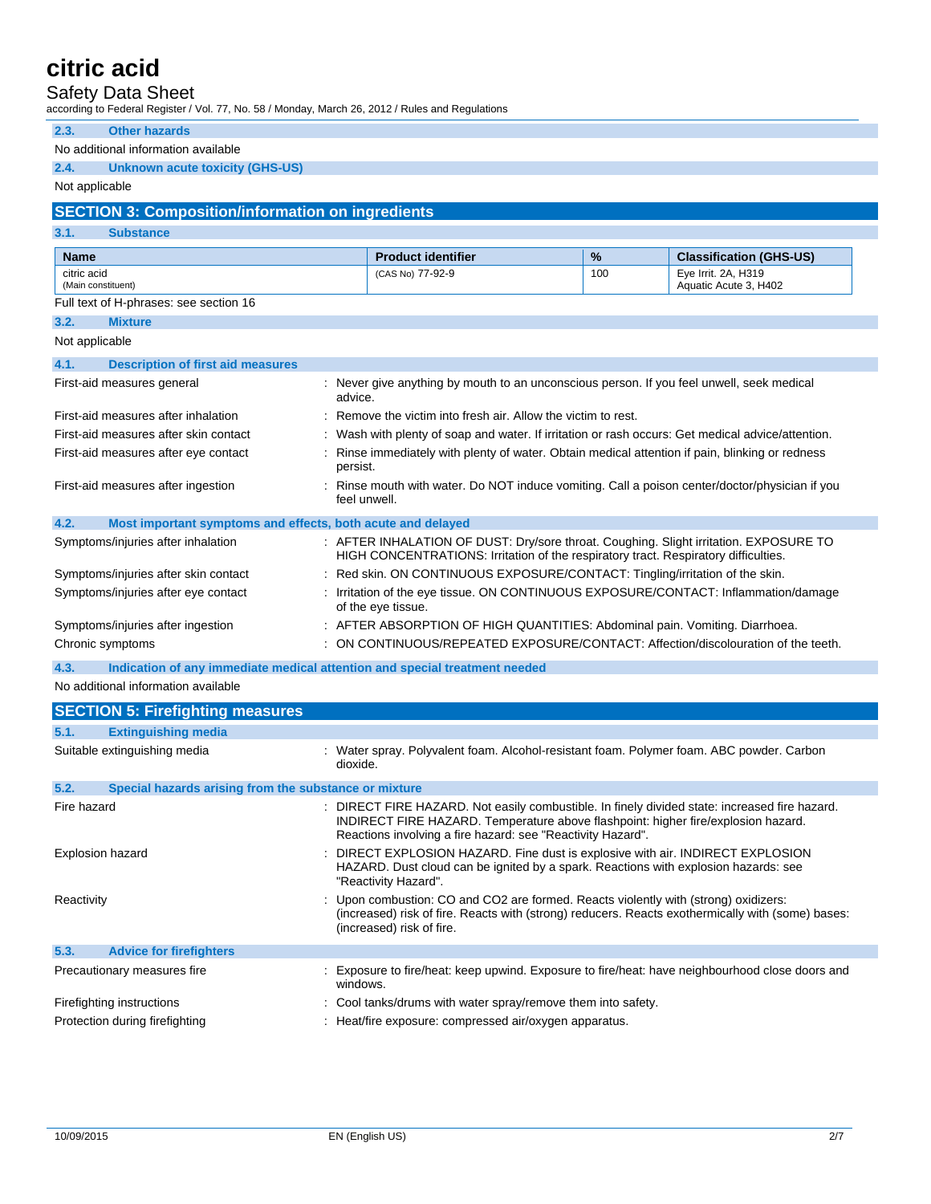### 2.3. Other hazards

No additional information available

### 2.4. Unknown acute toxicity (GHS-US)

Not applicable

## SECTION 3: Composition/information on ingredients

### 3.1. Substance

| Name | Product identifier | % | Classification (GHS-US) |
|---|---|---|---|
| citric acid (Main constituent) | (CAS No) 77-92-9 | 100 | Eye Irrit. 2A, H319 Aquatic Acute 3, H402 |

Full text of H-phrases: see section 16

### 3.2. Mixture

Not applicable

### 4.1. Description of first aid measures

| | |
|---|---|
| First-aid measures general | Never give anything by mouth to an unconscious person. If you feel unwell, seek medical advice. |
| First-aid measures after inhalation | Remove the victim into fresh air. Allow the victim to rest. |
| First-aid measures after skin contact | Wash with plenty of soap and water. If irritation or rash occurs: Get medical advice/attention. |
| First-aid measures after eye contact | Rinse immediately with plenty of water. Obtain medical attention if pain, blinking or redness persist. |
| First-aid measures after ingestion | Rinse mouth with water. Do NOT induce vomiting. Call a poison center/doctor/physician if you feel unwell. |

### 4.2. Most important symptoms and effects, both acute and delayed

| | |
|---|---|
| Symptoms/injuries after inhalation | AFTER INHALATION OF DUST: Dry/sore throat. Coughing. Slight irritation. EXPOSURE TO HIGH CONCENTRATIONS: Irritation of the respiratory tract. Respiratory difficulties. |
| Symptoms/injuries after skin contact | Red skin. ON CONTINUOUS EXPOSURE/CONTACT: Tingling/irritation of the skin. |
| Symptoms/injuries after eye contact | Irritation of the eye tissue. ON CONTINUOUS EXPOSURE/CONTACT: Inflammation/damage of the eye tissue. |
| Symptoms/injuries after ingestion | AFTER ABSORPTION OF HIGH QUANTITIES: Abdominal pain. Vomiting. Diarrhoea. |
| Chronic symptoms | ON CONTINUOUS/REPEATED EXPOSURE/CONTACT: Affection/discolouration of the teeth. |

### 4.3. Indication of any immediate medical attention and special treatment needed

No additional information available

## SECTION 5: Firefighting measures

### 5.1. Extinguishing media

| | |
|---|---|
| Suitable extinguishing media | Water spray. Polyvalent foam. Alcohol-resistant foam. Polymer foam. ABC powder. Carbon dioxide. |

### 5.2. Special hazards arising from the substance or mixture

| | |
|---|---|
| Fire hazard | DIRECT FIRE HAZARD. Not easily combustible. In finely divided state: increased fire hazard. INDIRECT FIRE HAZARD. Temperature above flashpoint: higher fire/explosion hazard. Reactions involving a fire hazard: see "Reactivity Hazard". |
| Explosion hazard | DIRECT EXPLOSION HAZARD. Fine dust is explosive with air. INDIRECT EXPLOSION HAZARD. Dust cloud can be ignited by a spark. Reactions with explosion hazards: see "Reactivity Hazard". |
| Reactivity | Upon combustion: CO and CO2 are formed. Reacts violently with (strong) oxidizers: (increased) risk of fire. Reacts with (strong) reducers. Reacts exothermically with (some) bases: (increased) risk of fire. |

### 5.3. Advice for firefighters

| | |
|---|---|
| Precautionary measures fire | Exposure to fire/heat: keep upwind. Exposure to fire/heat: have neighbourhood close doors and windows. |
| Firefighting instructions | Cool tanks/drums with water spray/remove them into safety. |
| Protection during firefighting | Heat/fire exposure: compressed air/oxygen apparatus. |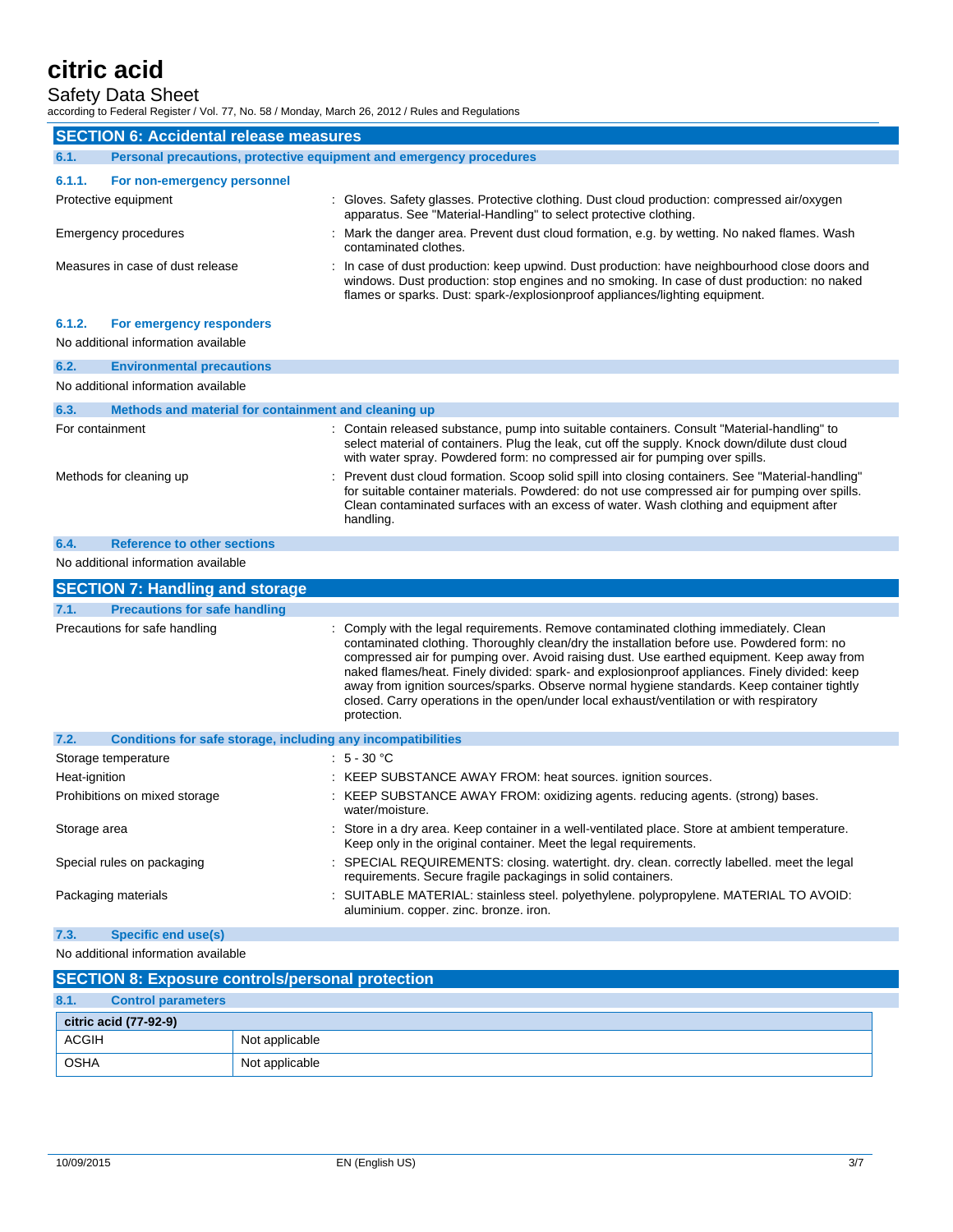## SECTION 6: Accidental release measures

### 6.1. Personal precautions, protective equipment and emergency procedures

#### 6.1.1. For non-emergency personnel

| | |
|---|---|
| Protective equipment | : Gloves. Safety glasses. Protective clothing. Dust cloud production: compressed air/oxygen apparatus. See "Material-Handling" to select protective clothing. |
| Emergency procedures | : Mark the danger area. Prevent dust cloud formation, e.g. by wetting. No naked flames. Wash contaminated clothes. |
| Measures in case of dust release | : In case of dust production: keep upwind. Dust production: have neighbourhood close doors and windows. Dust production: stop engines and no smoking. In case of dust production: no naked flames or sparks. Dust: spark-/explosionproof appliances/lighting equipment. |

#### 6.1.2. For emergency responders

No additional information available

### 6.2. Environmental precautions

No additional information available

### 6.3. Methods and material for containment and cleaning up

| | |
|---|---|
| For containment | : Contain released substance, pump into suitable containers. Consult "Material-handling" to select material of containers. Plug the leak, cut off the supply. Knock down/dilute dust cloud with water spray. Powdered form: no compressed air for pumping over spills. |
| Methods for cleaning up | : Prevent dust cloud formation. Scoop solid spill into closing containers. See "Material-handling" for suitable container materials. Powdered: do not use compressed air for pumping over spills. Clean contaminated surfaces with an excess of water. Wash clothing and equipment after handling. |

### 6.4. Reference to other sections

No additional information available

## SECTION 7: Handling and storage

### 7.1. Precautions for safe handling

| | |
|---|---|
| Precautions for safe handling | : Comply with the legal requirements. Remove contaminated clothing immediately. Clean contaminated clothing. Thoroughly clean/dry the installation before use. Powdered form: no compressed air for pumping over. Avoid raising dust. Use earthed equipment. Keep away from naked flames/heat. Finely divided: spark- and explosionproof appliances. Finely divided: keep away from ignition sources/sparks. Observe normal hygiene standards. Keep container tightly closed. Carry operations in the open/under local exhaust/ventilation or with respiratory protection. |

### 7.2. Conditions for safe storage, including any incompatibilities

| | |
|---|---|
| Storage temperature | : 5 - 30 °C |
| Heat-ignition | : KEEP SUBSTANCE AWAY FROM: heat sources. ignition sources. |
| Prohibitions on mixed storage | : KEEP SUBSTANCE AWAY FROM: oxidizing agents. reducing agents. (strong) bases. water/moisture. |
| Storage area | : Store in a dry area. Keep container in a well-ventilated place. Store at ambient temperature. Keep only in the original container. Meet the legal requirements. |
| Special rules on packaging | : SPECIAL REQUIREMENTS: closing. watertight. dry. clean. correctly labelled. meet the legal requirements. Secure fragile packagings in solid containers. |
| Packaging materials | : SUITABLE MATERIAL: stainless steel. polyethylene. polypropylene. MATERIAL TO AVOID: aluminium. copper. zinc. bronze. iron. |

### 7.3. Specific end use(s)

No additional information available

## SECTION 8: Exposure controls/personal protection

### 8.1. Control parameters

| citric acid (77-92-9) | |
|---|---|
| ACGIH | Not applicable |
| OSHA | Not applicable |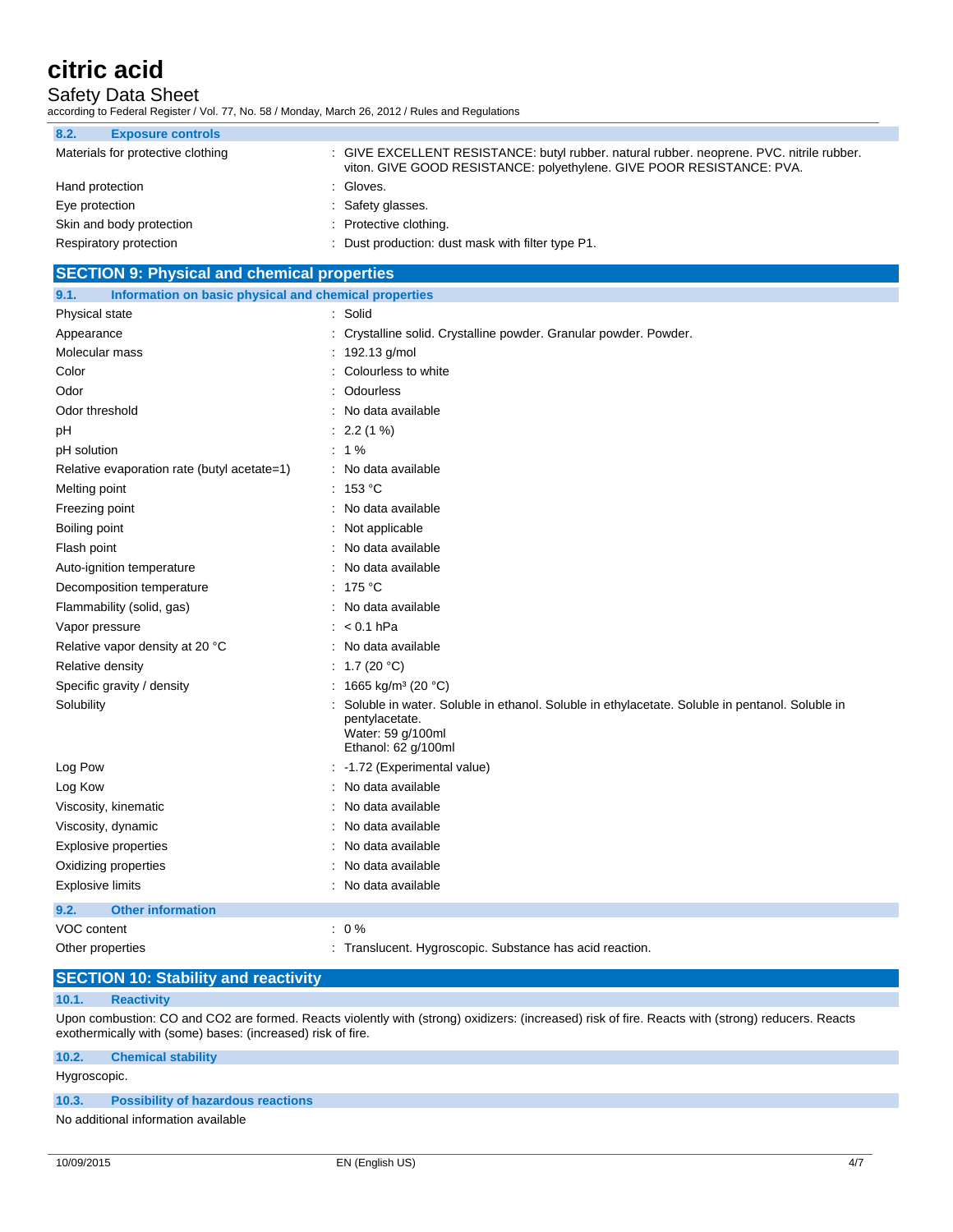### 8.2. Exposure controls

| | |
|---|---|
| Materials for protective clothing | : GIVE EXCELLENT RESISTANCE: butyl rubber. natural rubber. neoprene. PVC. nitrile rubber. viton. GIVE GOOD RESISTANCE: polyethylene. GIVE POOR RESISTANCE: PVA. |
| Hand protection | : Gloves. |
| Eye protection | : Safety glasses. |
| Skin and body protection | : Protective clothing. |
| Respiratory protection | : Dust production: dust mask with filter type P1. |

## SECTION 9: Physical and chemical properties

### 9.1. Information on basic physical and chemical properties

| | |
|---|---|
| Physical state | : Solid |
| Appearance | : Crystalline solid. Crystalline powder. Granular powder. Powder. |
| Molecular mass | : 192.13 g/mol |
| Color | : Colourless to white |
| Odor | : Odourless |
| Odor threshold | : No data available |
| pH | : 2.2 (1 %) |
| pH solution | : 1 % |
| Relative evaporation rate (butyl acetate=1) | : No data available |
| Melting point | : 153 °C |
| Freezing point | : No data available |
| Boiling point | : Not applicable |
| Flash point | : No data available |
| Auto-ignition temperature | : No data available |
| Decomposition temperature | : 175 °C |
| Flammability (solid, gas) | : No data available |
| Vapor pressure | : < 0.1 hPa |
| Relative vapor density at 20 °C | : No data available |
| Relative density | : 1.7 (20 °C) |
| Specific gravity / density | : 1665 kg/m³ (20 °C) |
| Solubility | : Soluble in water. Soluble in ethanol. Soluble in ethylacetate. Soluble in pentanol. Soluble in pentylacetate.<br>Water: 59 g/100ml<br>Ethanol: 62 g/100ml |
| Log Pow | : -1.72 (Experimental value) |
| Log Kow | : No data available |
| Viscosity, kinematic | : No data available |
| Viscosity, dynamic | : No data available |
| Explosive properties | : No data available |
| Oxidizing properties | : No data available |
| Explosive limits | : No data available |

### 9.2. Other information

| | |
|---|---|
| VOC content | : 0 % |
| Other properties | : Translucent. Hygroscopic. Substance has acid reaction. |

## SECTION 10: Stability and reactivity

### 10.1. Reactivity

Upon combustion: CO and $CO_2$ are formed. Reacts violently with (strong) oxidizers: (increased) risk of fire. Reacts with (strong) reducers. Reacts exothermically with (some) bases: (increased) risk of fire.

### 10.2. Chemical stability

Hygroscopic.

### 10.3. Possibility of hazardous reactions

No additional information available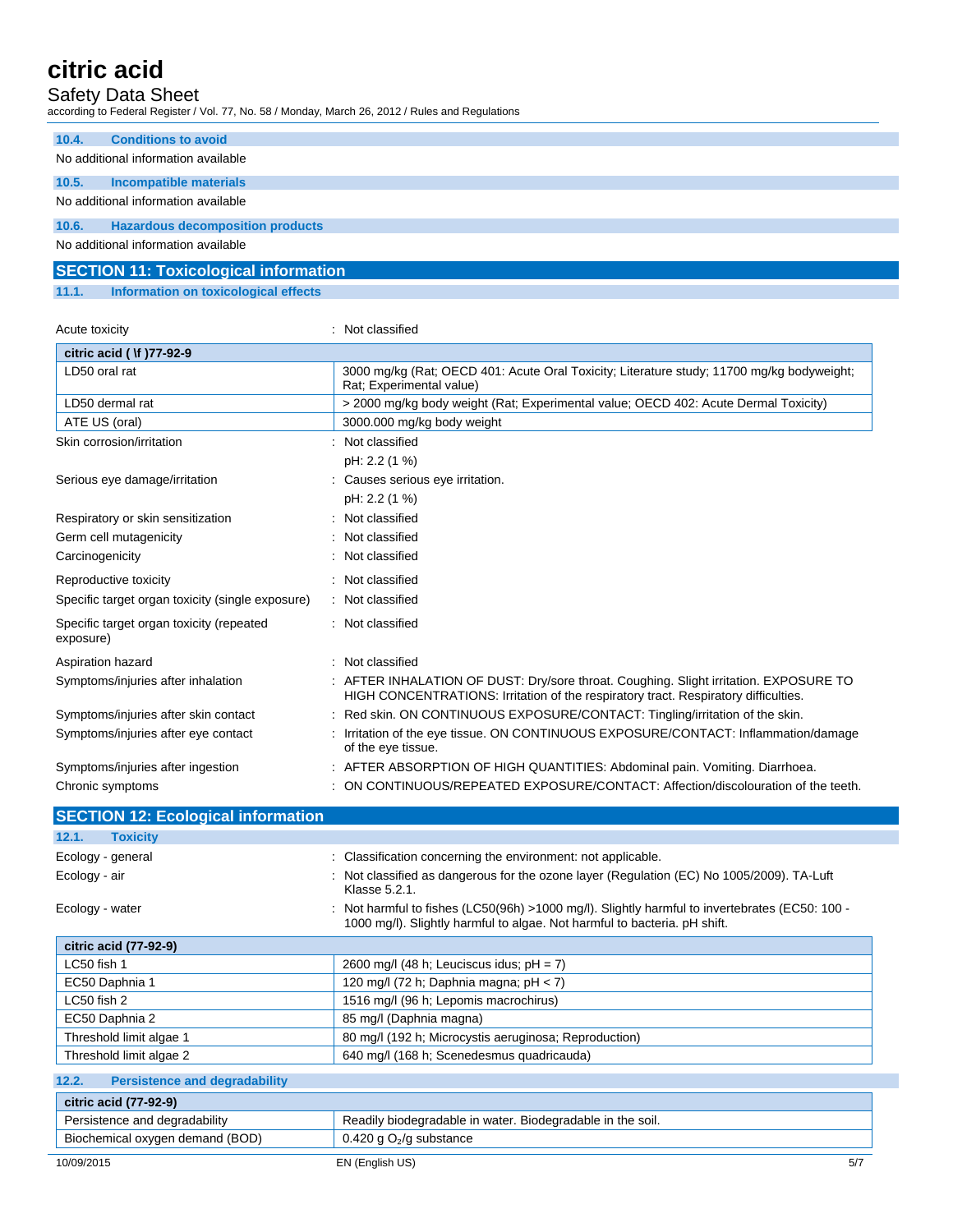### 10.4. Conditions to avoid

No additional information available

### 10.5. Incompatible materials

No additional information available

### 10.6. Hazardous decomposition products

No additional information available

## SECTION 11: Toxicological information

### 11.1. Information on toxicological effects

Acute toxicity : Not classified

| citric acid ( \f )77-92-9 | |
|---|---|
| LD50 oral rat | 3000 mg/kg (Rat; OECD 401: Acute Oral Toxicity; Literature study; 11700 mg/kg bodyweight; Rat; Experimental value) |
| LD50 dermal rat | > 2000 mg/kg body weight (Rat; Experimental value; OECD 402: Acute Dermal Toxicity) |
| ATE US (oral) | 3000.000 mg/kg body weight |

Skin corrosion/irritation : Not classified

pH: 2.2 (1 %)

Serious eye damage/irritation : Causes serious eye irritation.

pH: 2.2 (1 %)

Respiratory or skin sensitization : Not classified

Germ cell mutagenicity : Not classified

Carcinogenicity : Not classified

Reproductive toxicity : Not classified

Specific target organ toxicity (single exposure) : Not classified

Specific target organ toxicity (repeated exposure) : Not classified

Aspiration hazard : Not classified

Symptoms/injuries after inhalation : AFTER INHALATION OF DUST: Dry/sore throat. Coughing. Slight irritation. EXPOSURE TO HIGH CONCENTRATIONS: Irritation of the respiratory tract. Respiratory difficulties.

Symptoms/injuries after skin contact : Red skin. ON CONTINUOUS EXPOSURE/CONTACT: Tingling/irritation of the skin.

Symptoms/injuries after eye contact : Irritation of the eye tissue. ON CONTINUOUS EXPOSURE/CONTACT: Inflammation/damage of the eye tissue.

Symptoms/injuries after ingestion : AFTER ABSORPTION OF HIGH QUANTITIES: Abdominal pain. Vomiting. Diarrhoea.

Chronic symptoms : ON CONTINUOUS/REPEATED EXPOSURE/CONTACT: Affection/discolouration of the teeth.

## SECTION 12: Ecological information

### 12.1. Toxicity

Ecology - general : Classification concerning the environment: not applicable.

Ecology - air : Not classified as dangerous for the ozone layer (Regulation (EC) No 1005/2009). TA-Luft Klasse 5.2.1.

Ecology - water : Not harmful to fishes (LC50(96h) >1000 mg/l). Slightly harmful to invertebrates (EC50: 100 - 1000 mg/l). Slightly harmful to algae. Not harmful to bacteria. pH shift.

| citric acid (77-92-9) | |
|---|---|
| LC50 fish 1 | 2600 mg/l (48 h; Leuciscus idus; pH = 7) |
| EC50 Daphnia 1 | 120 mg/l (72 h; Daphnia magna; pH < 7) |
| LC50 fish 2 | 1516 mg/l (96 h; Lepomis macrochirus) |
| EC50 Daphnia 2 | 85 mg/l (Daphnia magna) |
| Threshold limit algae 1 | 80 mg/l (192 h; Microcystis aeruginosa; Reproduction) |
| Threshold limit algae 2 | 640 mg/l (168 h; Scenedesmus quadricauda) |

### 12.2. Persistence and degradability

| citric acid (77-92-9) | |
|---|---|
| Persistence and degradability | Readily biodegradable in water. Biodegradable in the soil. |
| Biochemical oxygen demand (BOD) | 0.420 g $O_2$/g substance |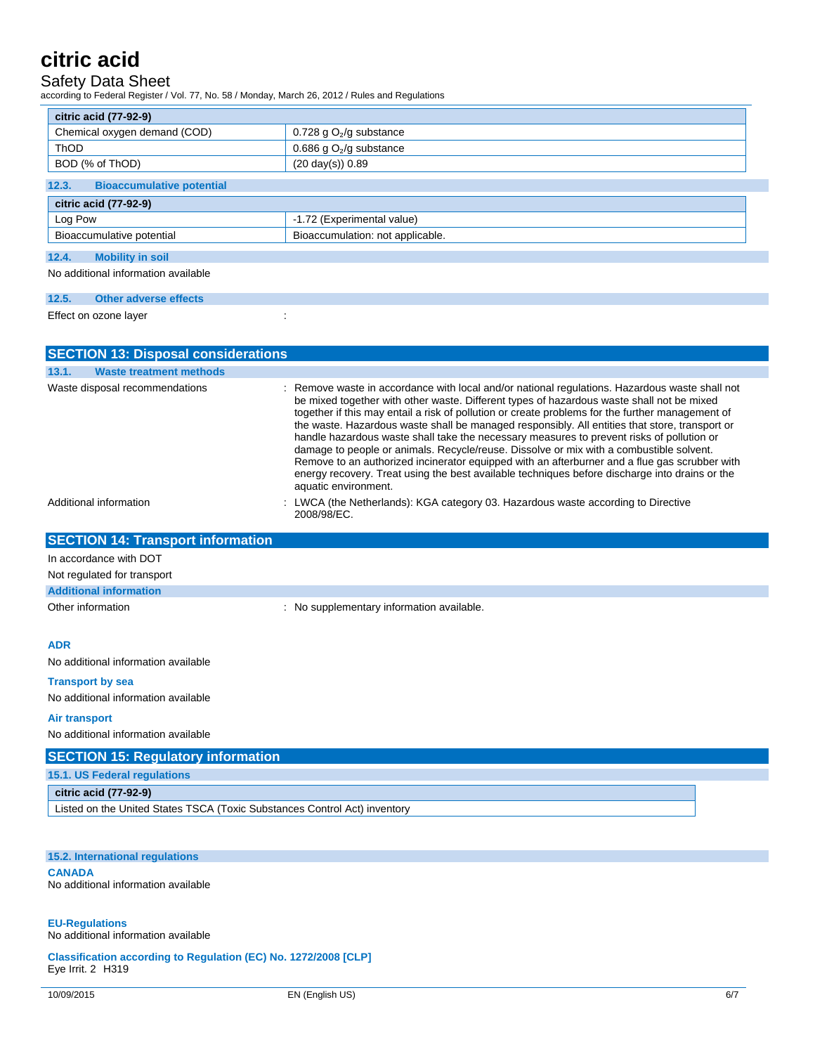| citric acid (77-92-9) | |
|---|---|
| Chemical oxygen demand (COD) | 0.728 g $O_2$/g substance |
| ThOD | 0.686 g $O_2$/g substance |
| BOD (% of ThOD) | (20 day(s)) 0.89 |

### 12.3. Bioaccumulative potential

| citric acid (77-92-9) | |
|---|---|
| Log Pow | -1.72 (Experimental value) |
| Bioaccumulative potential | Bioaccumulation: not applicable. |

### 12.4. Mobility in soil

No additional information available

### 12.5. Other adverse effects

Effect on ozone layer :

## SECTION 13: Disposal considerations

### 13.1. Waste treatment methods

Waste disposal recommendations : Remove waste in accordance with local and/or national regulations. Hazardous waste shall not be mixed together with other waste. Different types of hazardous waste shall not be mixed together if this may entail a risk of pollution or create problems for the further management of the waste. Hazardous waste shall be managed responsibly. All entities that store, transport or handle hazardous waste shall take the necessary measures to prevent risks of pollution or damage to people or animals. Recycle/reuse. Dissolve or mix with a combustible solvent. Remove to an authorized incinerator equipped with an afterburner and a flue gas scrubber with energy recovery. Treat using the best available techniques before discharge into drains or the aquatic environment.

Additional information : LWCA (the Netherlands): KGA category 03. Hazardous waste according to Directive 2008/98/EC.

## SECTION 14: Transport information

In accordance with DOT

Not regulated for transport

### Additional information

Other information : No supplementary information available.

#### ADR

No additional information available

#### Transport by sea

No additional information available

#### Air transport

No additional information available

## SECTION 15: Regulatory information

### 15.1. US Federal regulations

| citric acid (77-92-9) |
|---|
| Listed on the United States TSCA (Toxic Substances Control Act) inventory |

### 15.2. International regulations

#### CANADA

No additional information available

#### EU-Regulations

No additional information available

#### Classification according to Regulation (EC) No. 1272/2008 [CLP]

Eye Irrit. 2 H319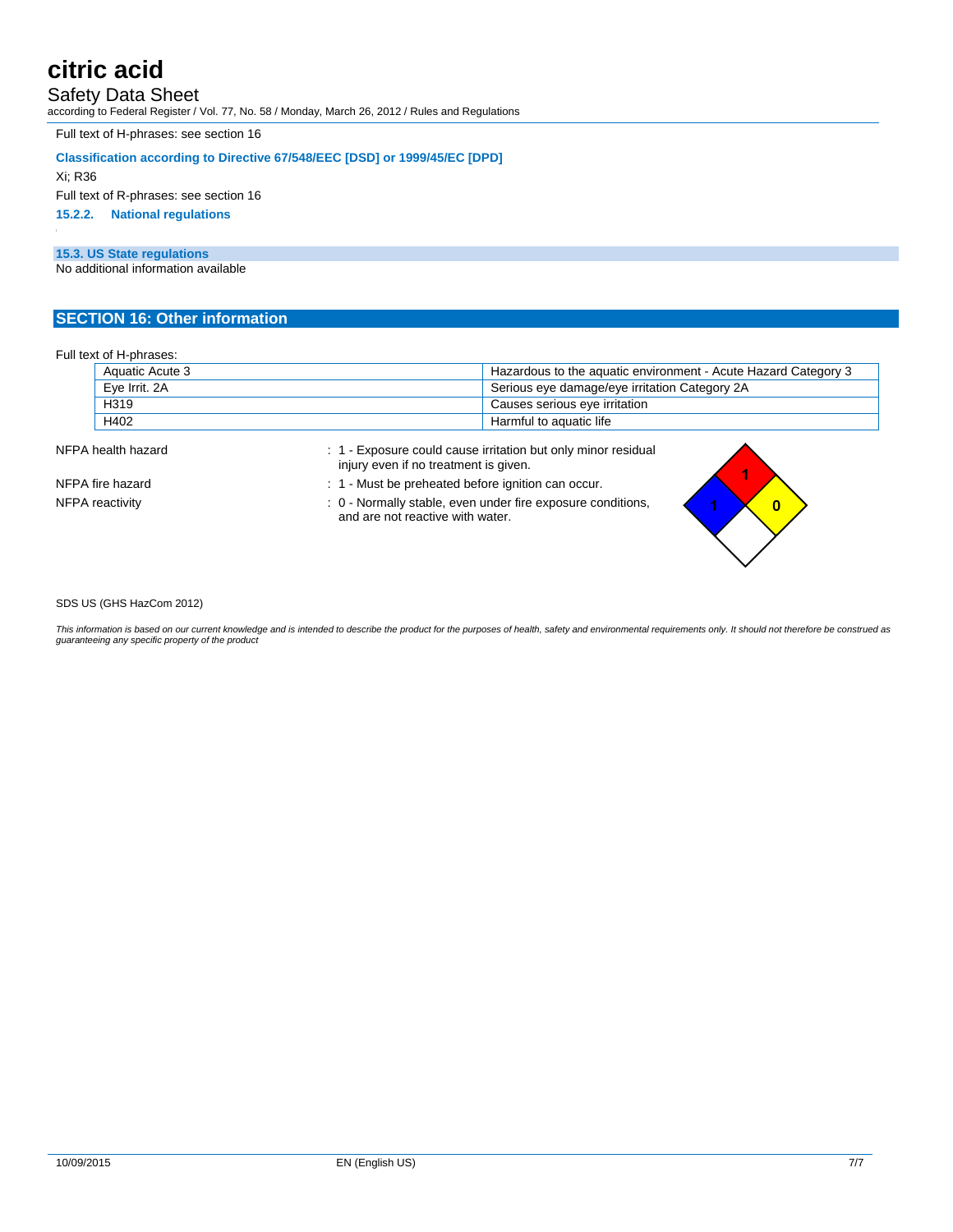Full text of H-phrases: see section 16

**Classification according to Directive 67/548/EEC [DSD] or 1999/45/EC [DPD]**

Xi; R36

Full text of R-phrases: see section 16

### 15.2.2. National regulations

### 15.3. US State regulations

No additional information available

## SECTION 16: Other information

Full text of H-phrases:

| | |
|---|---|
| Aquatic Acute 3 | Hazardous to the aquatic environment - Acute Hazard Category 3 |
| Eye Irrit. 2A | Serious eye damage/eye irritation Category 2A |
| H319 | Causes serious eye irritation |
| H402 | Harmful to aquatic life |

NFPA health hazard : 1 - Exposure could cause irritation but only minor residual injury even if no treatment is given.

NFPA fire hazard : 1 - Must be preheated before ignition can occur.

NFPA reactivity : 0 - Normally stable, even under fire exposure conditions, and are not reactive with water.

1

1

0

SDS US (GHS HazCom 2012)

*This information is based on our current knowledge and is intended to describe the product for the purposes of health, safety and environmental requirements only. It should not therefore be construed as guaranteeing any specific property of the product*